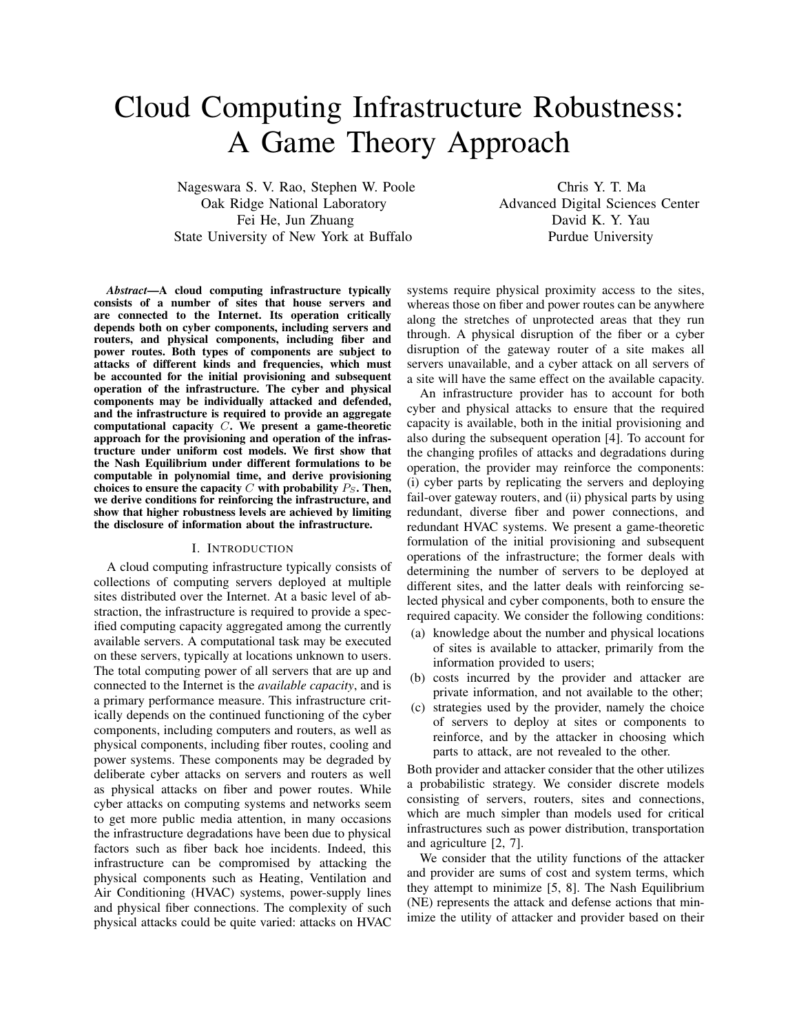# Cloud Computing Infrastructure Robustness: A Game Theory Approach

Nageswara S. V. Rao, Stephen W. Poole
Oak Ridge National Laboratory
Fei He, Jun Zhuang
State University of New York at Buffalo

Chris Y. T. Ma
Advanced Digital Sciences Center
David K. Y. Yau
Purdue University

***Abstract*—A cloud computing infrastructure typically consists of a number of sites that house servers and are connected to the Internet. Its operation critically depends both on cyber components, including servers and routers, and physical components, including fiber and power routes. Both types of components are subject to attacks of different kinds and frequencies, which must be accounted for the initial provisioning and subsequent operation of the infrastructure. The cyber and physical components may be individually attacked and defended, and the infrastructure is required to provide an aggregate computational capacity $C$. We present a game-theoretic approach for the provisioning and operation of the infrastructure under uniform cost models. We first show that the Nash Equilibrium under different formulations to be computable in polynomial time, and derive provisioning choices to ensure the capacity $C$ with probability $P_S$. Then, we derive conditions for reinforcing the infrastructure, and show that higher robustness levels are achieved by limiting the disclosure of information about the infrastructure.**

## I. Introduction

A cloud computing infrastructure typically consists of collections of computing servers deployed at multiple sites distributed over the Internet. At a basic level of abstraction, the infrastructure is required to provide a specified computing capacity aggregated among the currently available servers. A computational task may be executed on these servers, typically at locations unknown to users. The total computing power of all servers that are up and connected to the Internet is the *available capacity*, and is a primary performance measure. This infrastructure critically depends on the continued functioning of the cyber components, including computers and routers, as well as physical components, including fiber routes, cooling and power systems. These components may be degraded by deliberate cyber attacks on servers and routers as well as physical attacks on fiber and power routes. While cyber attacks on computing systems and networks seem to get more public media attention, in many occasions the infrastructure degradations have been due to physical factors such as fiber back hoe incidents. Indeed, this infrastructure can be compromised by attacking the physical components such as Heating, Ventilation and Air Conditioning (HVAC) systems, power-supply lines and physical fiber connections. The complexity of such physical attacks could be quite varied: attacks on HVAC systems require physical proximity access to the sites, whereas those on fiber and power routes can be anywhere along the stretches of unprotected areas that they run through. A physical disruption of the fiber or a cyber disruption of the gateway router of a site makes all servers unavailable, and a cyber attack on all servers of a site will have the same effect on the available capacity.

An infrastructure provider has to account for both cyber and physical attacks to ensure that the required capacity is available, both in the initial provisioning and also during the subsequent operation [4]. To account for the changing profiles of attacks and degradations during operation, the provider may reinforce the components: (i) cyber parts by replicating the servers and deploying fail-over gateway routers, and (ii) physical parts by using redundant, diverse fiber and power connections, and redundant HVAC systems. We present a game-theoretic formulation of the initial provisioning and subsequent operations of the infrastructure; the former deals with determining the number of servers to be deployed at different sites, and the latter deals with reinforcing selected physical and cyber components, both to ensure the required capacity. We consider the following conditions:

(a) knowledge about the number and physical locations of sites is available to attacker, primarily from the information provided to users;
(b) costs incurred by the provider and attacker are private information, and not available to the other;
(c) strategies used by the provider, namely the choice of servers to deploy at sites or components to reinforce, and by the attacker in choosing which parts to attack, are not revealed to the other.

Both provider and attacker consider that the other utilizes a probabilistic strategy. We consider discrete models consisting of servers, routers, sites and connections, which are much simpler than models used for critical infrastructures such as power distribution, transportation and agriculture [2, 7].

We consider that the utility functions of the attacker and provider are sums of cost and system terms, which they attempt to minimize [5, 8]. The Nash Equilibrium (NE) represents the attack and defense actions that minimize the utility of attacker and provider based on their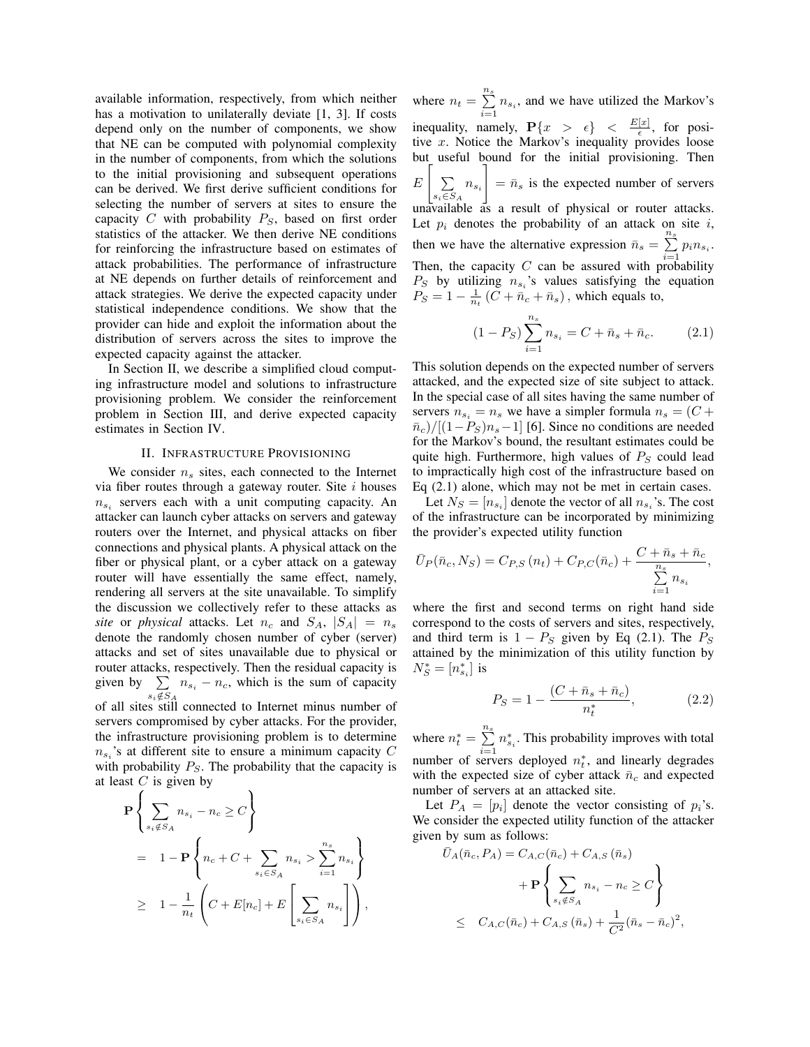available information, respectively, from which neither has a motivation to unilaterally deviate [1, 3]. If costs depend only on the number of components, we show that NE can be computed with polynomial complexity in the number of components, from which the solutions to the initial provisioning and subsequent operations can be derived. We first derive sufficient conditions for selecting the number of servers at sites to ensure the capacity $C$ with probability $P_S$, based on first order statistics of the attacker. We then derive NE conditions for reinforcing the infrastructure based on estimates of attack probabilities. The performance of infrastructure at NE depends on further details of reinforcement and attack strategies. We derive the expected capacity under statistical independence conditions. We show that the provider can hide and exploit the information about the distribution of servers across the sites to improve the expected capacity against the attacker.

In Section II, we describe a simplified cloud computing infrastructure model and solutions to infrastructure provisioning problem. We consider the reinforcement problem in Section III, and derive expected capacity estimates in Section IV.

## II. Infrastructure Provisioning

We consider $n_s$ sites, each connected to the Internet via fiber routes through a gateway router. Site $i$ houses $n_{s_i}$ servers each with a unit computing capacity. An attacker can launch cyber attacks on servers and gateway routers over the Internet, and physical attacks on fiber connections and physical plants. A physical attack on the fiber or physical plant, or a cyber attack on a gateway router will have essentially the same effect, namely, rendering all servers at the site unavailable. To simplify the discussion we collectively refer to these attacks as *site* or *physical* attacks. Let $n_c$ and $S_A$, $|S_A| = n_s$ denote the randomly chosen number of cyber (server) attacks and set of sites unavailable due to physical or router attacks, respectively. Then the residual capacity is given by $\sum_{s_i \notin S_A} n_{s_i} - n_c$, which is the sum of capacity of all sites still connected to Internet minus number of servers compromised by cyber attacks. For the provider, the infrastructure provisioning problem is to determine $n_{s_i}$'s at different site to ensure a minimum capacity $C$ with probability $P_S$. The probability that the capacity is at least $C$ is given by

$$
\begin{aligned}
&\mathbf{P}\left\{ \sum_{s_i \notin S_A} n_{s_i} - n_c \geq C \right\} \\
&= 1 - \mathbf{P}\left\{ n_c + C + \sum_{s_i \in S_A} n_{s_i} > \sum_{i=1}^{n_s} n_{s_i} \right\} \\
&\geq 1 - \frac{1}{n_t}\left( C + E[n_c] + E\left[ \sum_{s_i \in S_A} n_{s_i} \right] \right),
\end{aligned}
$$

where $n_t = \sum_{i=1}^{n_s} n_{s_i}$, and we have utilized the Markov's inequality, namely, $\mathbf{P}\{x > \epsilon\} < \frac{E[x]}{\epsilon}$, for positive $x$. Notice the Markov's inequality provides loose but useful bound for the initial provisioning. Then $E\left[ \sum_{s_i \in S_A} n_{s_i} \right] = \bar{n}_s$ is the expected number of servers unavailable as a result of physical or router attacks. Let $p_i$ denotes the probability of an attack on site $i$, then we have the alternative expression $\bar{n}_s = \sum_{i=1}^{n_s} p_i n_{s_i}$. Then, the capacity $C$ can be assured with probability $P_S$ by utilizing $n_{s_i}$'s values satisfying the equation $P_S = 1 - \frac{1}{n_t}\left( C + \bar{n}_c + \bar{n}_s \right)$, which equals to,

$$
(1 - P_S) \sum_{i=1}^{n_s} n_{s_i} = C + \bar{n}_s + \bar{n}_c. \tag{2.1}
$$

This solution depends on the expected number of servers attacked, and the expected size of site subject to attack. In the special case of all sites having the same number of servers $n_{s_i} = n_s$ we have a simpler formula $n_s = (C + \bar{n}_c)/[(1 - P_S)n_s - 1]$ [6]. Since no conditions are needed for the Markov's bound, the resultant estimates could be quite high. Furthermore, high values of $P_S$ could lead to impractically high cost of the infrastructure based on Eq (2.1) alone, which may not be met in certain cases.

Let $N_S = [n_{s_i}]$ denote the vector of all $n_{s_i}$'s. The cost of the infrastructure can be incorporated by minimizing the provider's expected utility function

$$
\bar{U}_P(\bar{n}_c, N_S) = C_{P,S}\left(n_t\right) + C_{P,C}(\bar{n}_c) + \frac{C + \bar{n}_s + \bar{n}_c}{\sum_{i=1}^{n_s} n_{s_i}},
$$

where the first and second terms on right hand side correspond to the costs of servers and sites, respectively, and third term is $1 - P_S$ given by Eq (2.1). The $P_S$ attained by the minimization of this utility function by $N_S^* = [n_{s_i}^*]$ is

$$
P_S = 1 - \frac{(C + \bar{n}_s + \bar{n}_c)}{n_t^*}, \tag{2.2}
$$

where $n_t^* = \sum_{i=1}^{n_s} n_{s_i}^*$. This probability improves with total number of servers deployed $n_t^*$, and linearly degrades with the expected size of cyber attack $\bar{n}_c$ and expected number of servers at an attacked site.

Let $P_A = [p_i]$ denote the vector consisting of $p_i$'s. We consider the expected utility function of the attacker given by sum as follows:

$$
\begin{aligned}
\bar{U}_A(\bar{n}_c, P_A) &= C_{A,C}(\bar{n}_c) + C_{A,S}\left(\bar{n}_s\right) \\
&\quad + \mathbf{P}\left\{ \sum_{s_i \notin S_A} n_{s_i} - n_c \geq C \right\} \\
&\leq C_{A,C}(\bar{n}_c) + C_{A,S}\left(\bar{n}_s\right) + \frac{1}{C^2}(\bar{n}_s - \bar{n}_c)^2,
\end{aligned}
$$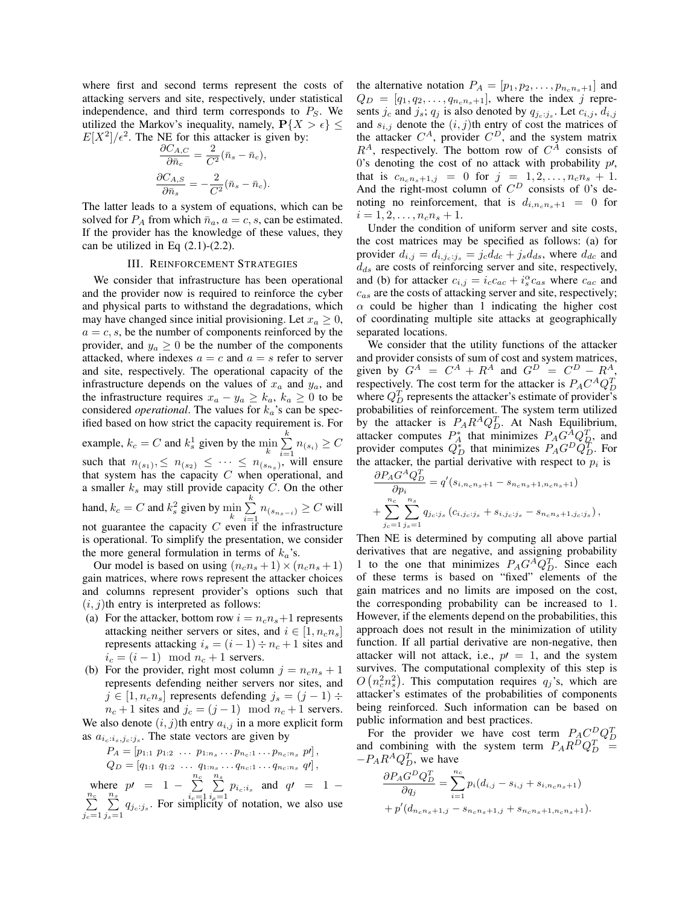where first and second terms represent the costs of attacking servers and site, respectively, under statistical independence, and third term corresponds to $P_S$. We utilized the Markov's inequality, namely, $\mathbf{P}\{X > \epsilon\} \leq E[X^2]/\epsilon^2$. The NE for this attacker is given by:

$$\frac{\partial C_{A,C}}{\partial \bar{n}_c} = \frac{2}{C^2}(\bar{n}_s - \bar{n}_c),$$

$$\frac{\partial C_{A,S}}{\partial \bar{n}_s} = -\frac{2}{C^2}(\bar{n}_s - \bar{n}_c).$$

The latter leads to a system of equations, which can be solved for $P_A$ from which $\bar{n}_a$, $a = c, s$, can be estimated. If the provider has the knowledge of these values, they can be utilized in Eq (2.1)-(2.2).

## III. Reinforcement Strategies

We consider that infrastructure has been operational and the provider now is required to reinforce the cyber and physical parts to withstand the degradations, which may have changed since initial provisioning. Let $x_a \geq 0$, $a = c, s$, be the number of components reinforced by the provider, and $y_a \geq 0$ be the number of the components attacked, where indexes $a = c$ and $a = s$ refer to server and site, respectively. The operational capacity of the infrastructure depends on the values of $x_a$ and $y_a$, and the infrastructure requires $x_a - y_a \geq k_a$, $k_a \geq 0$ to be considered *operational*. The values for $k_a$'s can be specified based on how strict the capacity requirement is. For example, $k_c = C$ and $k_s^1$ given by the $\min\limits_k \sum\limits_{i=1}^{k} n_{(s_i)} \geq C$ such that $n_{(s_1)}, \leq n_{(s_2)} \leq \cdots \leq n_{(s_{n_s})}$, will ensure that system has the capacity $C$ when operational, and a smaller $k_s$ may still provide capacity $C$. On the other hand, $k_c = C$ and $k_s^2$ given by $\min\limits_k \sum\limits_{i=1}^{k} n_{(s_{n_s - i})} \geq C$ will not guarantee the capacity $C$ even if the infrastructure is operational. To simplify the presentation, we consider the more general formulation in terms of $k_a$'s.

Our model is based on using $(n_c n_s + 1) \times (n_c n_s + 1)$ gain matrices, where rows represent the attacker choices and columns represent provider's options such that $(i, j)$th entry is interpreted as follows:

(a) For the attacker, bottom row $i = n_c n_s + 1$ represents attacking neither servers or sites, and $i \in [1, n_c n_s]$ represents attacking $i_s = (i-1) \div n_c + 1$ sites and $i_c = (i-1) \mod n_c + 1$ servers.

(b) For the provider, right most column $j = n_c n_s + 1$ represents defending neither servers nor sites, and $j \in [1, n_c n_s]$ represents defending $j_s = (j-1) \div n_c + 1$ sites and $j_c = (j-1) \mod n_c + 1$ servers.

We also denote $(i, j)$th entry $a_{i,j}$ in a more explicit form as $a_{i_c:i_s, j_c:j_s}$. The state vectors are given by

$$P_A = [p_{1:1}\ p_{1:2}\ \ldots\ p_{1:n_s} \ldots p_{n_c:1} \ldots p_{n_c:n_s}\ p\prime],$$
$$Q_D = [q_{1:1}\ q_{1:2}\ \ldots\ q_{1:n_s} \ldots q_{n_c:1} \ldots q_{n_c:n_s}\ q\prime],$$

where $p\prime = 1 - \sum\limits_{i_c=1}^{n_c} \sum\limits_{i_s=1}^{n_s} p_{i_c:i_s}$ and $q\prime = 1 - \sum\limits_{j_c=1}^{n_c} \sum\limits_{j_s=1}^{n_s} q_{j_c:j_s}$. For simplicity of notation, we also use the alternative notation $P_A = [p_1, p_2, \ldots, p_{n_c n_s + 1}]$ and $Q_D = [q_1, q_2, \ldots, q_{n_c n_s + 1}]$, where the index $j$ represents $j_c$ and $j_s$; $q_j$ is also denoted by $q_{j_c:j_s}$. Let $c_{i,j}$, $d_{i,j}$ and $s_{i,j}$ denote the $(i, j)$th entry of cost the matrices of the attacker $C^A$, provider $C^D$, and the system matrix $R^A$, respectively. The bottom row of $C^A$ consists of 0's denoting the cost of no attack with probability $p\prime$, that is $c_{n_c n_s + 1, j} = 0$ for $j = 1, 2, \ldots, n_c n_s + 1$. And the right-most column of $C^D$ consists of 0's denoting no reinforcement, that is $d_{i, n_c n_s + 1} = 0$ for $i = 1, 2, \ldots, n_c n_s + 1$.

Under the condition of uniform server and site costs, the cost matrices may be specified as follows: (a) for provider $d_{i,j} = d_{i, j_c:j_s} = j_c d_{dc} + j_s d_{ds}$, where $d_{dc}$ and $d_{ds}$ are costs of reinforcing server and site, respectively, and (b) for attacker $c_{i,j} = i_c c_{ac} + i_s^{\alpha} c_{as}$ where $c_{ac}$ and $c_{as}$ are the costs of attacking server and site, respectively; $\alpha$ could be higher than 1 indicating the higher cost of coordinating multiple site attacks at geographically separated locations.

We consider that the utility functions of the attacker and provider consists of sum of cost and system matrices, given by $G^A = C^A + R^A$ and $G^D = C^D - R^A$, respectively. The cost term for the attacker is $P_A C^A Q_D^T$ where $Q_D^T$ represents the attacker's estimate of provider's probabilities of reinforcement. The system term utilized by the attacker is $P_A R^A Q_D^T$. At Nash Equilibrium, attacker computes $P_A^*$ that minimizes $P_A G^A Q_D^T$, and provider computes $Q_D^*$ that minimizes $P_A G^D Q_D^T$. For the attacker, the partial derivative with respect to $p_i$ is

$$\frac{\partial P_A G^A Q_D^T}{\partial p_i} = q'(s_{i, n_c n_s + 1} - s_{n_c n_s + 1, n_c n_s + 1})$$
$$+ \sum_{j_c=1}^{n_c} \sum_{j_s=1}^{n_s} q_{j_c:j_s} \left( c_{i, j_c:j_s} + s_{i, j_c:j_s} - s_{n_c n_s + 1, j_c:j_s} \right),$$

Then NE is determined by computing all above partial derivatives that are negative, and assigning probability 1 to the one that minimizes $P_A G^A Q_D^T$. Since each of these terms is based on "fixed" elements of the gain matrices and no limits are imposed on the cost, the corresponding probability can be increased to 1. However, if the elements depend on the probabilities, this approach does not result in the minimization of utility function. If all partial derivative are non-negative, then attacker will not attack, i.e., $p\prime = 1$, and the system survives. The computational complexity of this step is $O\left(n_c^2 n_s^2\right)$. This computation requires $q_j$'s, which are attacker's estimates of the probabilities of components being reinforced. Such information can be based on public information and best practices.

For the provider we have cost term $P_A C^D Q_D^T$ and combining with the system term $P_A R^D Q_D^T = -P_A R^A Q_D^T$, we have

$$\frac{\partial P_A G^D Q_D^T}{\partial q_j} = \sum_{i=1}^{n_c} p_i (d_{i,j} - s_{i,j} + s_{i, n_c n_s + 1})$$
$$+ p'(d_{n_c n_s + 1, j} - s_{n_c n_s + 1, j} + s_{n_c n_s + 1, n_c n_s + 1}).$$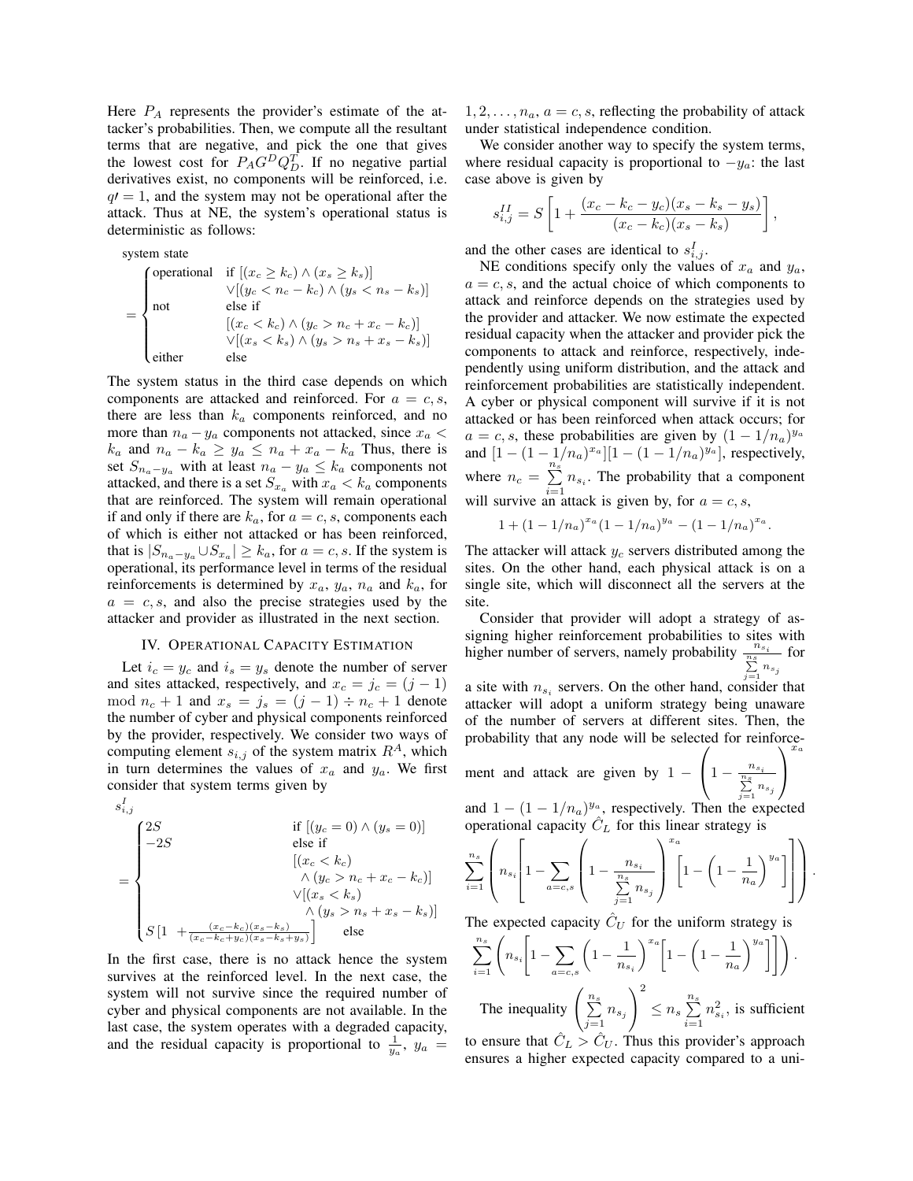Here $P_A$ represents the provider's estimate of the attacker's probabilities. Then, we compute all the resultant terms that are negative, and pick the one that gives the lowest cost for $P_A G^D Q_D^T$. If no negative partial derivatives exist, no components will be reinforced, i.e. $q\prime = 1$, and the system may not be operational after the attack. Thus at NE, the system's operational status is deterministic as follows:

$$
\text{system state} = \begin{cases} \text{operational} & \text{if } [(x_c \geq k_c) \wedge (x_s \geq k_s)] \\ & \vee[(y_c < n_c - k_c) \wedge (y_s < n_s - k_s)] \\ \text{not} & \text{else if} \\ & [(x_c < k_c) \wedge (y_c > n_c + x_c - k_c)] \\ & \vee[(x_s < k_s) \wedge (y_s > n_s + x_s - k_s)] \\ \text{either} & \text{else} \end{cases}
$$

The system status in the third case depends on which components are attacked and reinforced. For $a = c, s$, there are less than $k_a$ components reinforced, and no more than $n_a - y_a$ components not attacked, since $x_a < k_a$ and $n_a - k_a \geq y_a \leq n_a + x_a - k_a$ Thus, there is set $S_{n_a - y_a}$ with at least $n_a - y_a \leq k_a$ components not attacked, and there is a set $S_{x_a}$ with $x_a < k_a$ components that are reinforced. The system will remain operational if and only if there are $k_a$, for $a = c, s$, components each of which is either not attacked or has been reinforced, that is $|S_{n_a - y_a} \cup S_{x_a}| \geq k_a$, for $a = c, s$. If the system is operational, its performance level in terms of the residual reinforcements is determined by $x_a$, $y_a$, $n_a$ and $k_a$, for $a = c, s$, and also the precise strategies used by the attacker and provider as illustrated in the next section.

## IV. Operational Capacity Estimation

Let $i_c = y_c$ and $i_s = y_s$ denote the number of server and sites attacked, respectively, and $x_c = j_c = (j-1) \mod n_c + 1$ and $x_s = j_s = (j-1) \div n_c + 1$ denote the number of cyber and physical components reinforced by the provider, respectively. We consider two ways of computing element $s_{i,j}$ of the system matrix $R^A$, which in turn determines the values of $x_a$ and $y_a$. We first consider that system terms given by

$$
s^I_{i,j} = \begin{cases} 2S & \text{if } [(y_c = 0) \wedge (y_s = 0)] \\ -2S & \text{else if} \\ & [(x_c < k_c) \\ & \quad \wedge (y_c > n_c + x_c - k_c)] \\ & \vee[(x_s < k_s) \\ & \quad \wedge (y_s > n_s + x_s - k_s)] \\ S\left[1 + \frac{(x_c - k_c)(x_s - k_s)}{(x_c - k_c + y_c)(x_s - k_s + y_s)}\right] & \text{else} \end{cases}
$$

In the first case, there is no attack hence the system survives at the reinforced level. In the next case, the system will not survive since the required number of cyber and physical components are not available. In the last case, the system operates with a degraded capacity, and the residual capacity is proportional to $\frac{1}{y_a}$, $y_a = 1, 2, \ldots, n_a$, $a = c, s$, reflecting the probability of attack under statistical independence condition.

We consider another way to specify the system terms, where residual capacity is proportional to $-y_a$: the last case above is given by

$$
s^{II}_{i,j} = S\left[1 + \frac{(x_c - k_c - y_c)(x_s - k_s - y_s)}{(x_c - k_c)(x_s - k_s)}\right],
$$

and the other cases are identical to $s^I_{i,j}$.

NE conditions specify only the values of $x_a$ and $y_a$, $a = c, s$, and the actual choice of which components to attack and reinforce depends on the strategies used by the provider and attacker. We now estimate the expected residual capacity when the attacker and provider pick the components to attack and reinforce, respectively, independently using uniform distribution, and the attack and reinforcement probabilities are statistically independent. A cyber or physical component will survive if it is not attacked or has been reinforced when attack occurs; for $a = c, s$, these probabilities are given by $(1 - 1/n_a)^{y_a}$ and $[1 - (1 - 1/n_a)^{x_a}][1 - (1 - 1/n_a)^{y_a}]$, respectively, where $n_c = \sum_{i=1}^{n_s} n_{s_i}$. The probability that a component will survive an attack is given by, for $a = c, s$,

$$
1 + (1 - 1/n_a)^{x_a}(1 - 1/n_a)^{y_a} - (1 - 1/n_a)^{x_a}.
$$

The attacker will attack $y_c$ servers distributed among the sites. On the other hand, each physical attack is on a single site, which will disconnect all the servers at the site.

Consider that provider will adopt a strategy of assigning higher reinforcement probabilities to sites with higher number of servers, namely probability $\frac{n_{s_i}}{\sum_{j=1}^{n_s} n_{s_j}}$ for a site with $n_{s_i}$ servers. On the other hand, consider that attacker will adopt a uniform strategy being unaware of the number of servers at different sites. Then, the probability that any node will be selected for reinforcement and attack are given by $1 - \left(1 - \frac{n_{s_i}}{\sum_{j=1}^{n_s} n_{s_j}}\right)^{x_a}$ and $1 - (1 - 1/n_a)^{y_a}$, respectively. Then the expected operational capacity $\hat{C}_L$ for this linear strategy is

$$
\sum_{i=1}^{n_s}\left(n_{s_i}\left[1 - \sum_{a=c,s}\left(1 - \frac{n_{s_i}}{\sum_{j=1}^{n_s} n_{s_j}}\right)^{x_a}\left[1 - \left(1 - \frac{1}{n_a}\right)^{y_a}\right]\right]\right).
$$

The expected capacity $\hat{C}_U$ for the uniform strategy is

$$
\sum_{i=1}^{n_s}\left(n_{s_i}\left[1 - \sum_{a=c,s}\left(1 - \frac{1}{n_{s_i}}\right)^{x_a}\left[1 - \left(1 - \frac{1}{n_a}\right)^{y_a}\right]\right]\right).
$$

The inequality $\left(\sum_{j=1}^{n_s} n_{s_j}\right)^2 \leq n_s \sum_{i=1}^{n_s} n_{s_i}^2$, is sufficient to ensure that $\hat{C}_L > \hat{C}_U$. Thus this provider's approach ensures a higher expected capacity compared to a uni-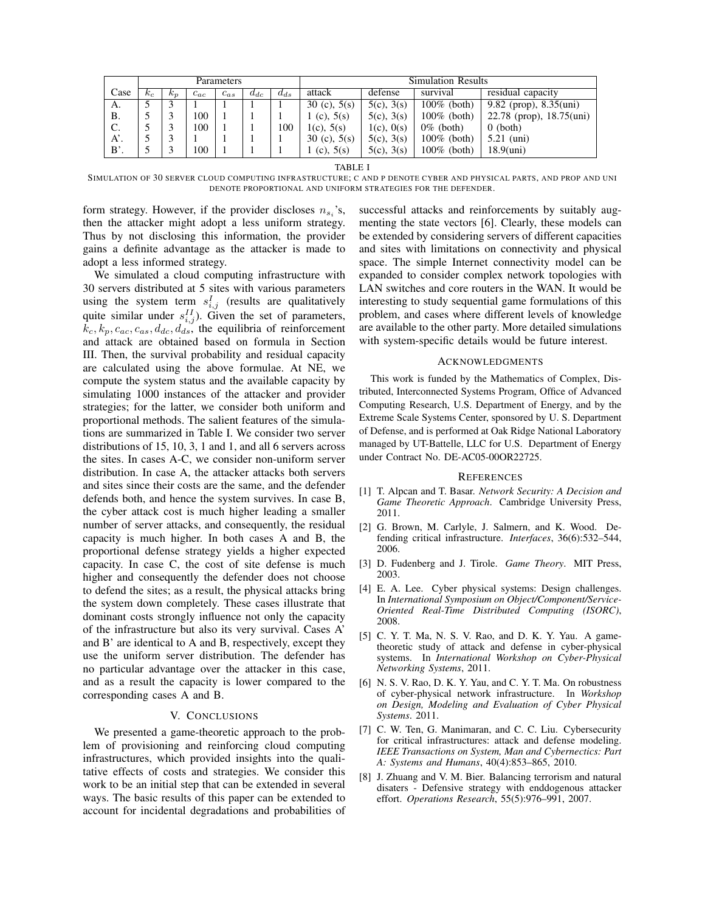| Case | Parameters | | | | | | Simulation Results | | | |
|---|---|---|---|---|---|---|---|---|---|---|
| | $k_c$ | $k_p$ | $c_{ac}$ | $c_{as}$ | $d_{dc}$ | $d_{ds}$ | attack | defense | survival | residual capacity |
| A. | 5 | 3 | 1 | 1 | 1 | 1 | 30 (c), 5(s) | 5(c), 3(s) | 100% (both) | 9.82 (prop), 8.35(uni) |
| B. | 5 | 3 | 100 | 1 | 1 | 1 | 1 (c), 5(s) | 5(c), 3(s) | 100% (both) | 22.78 (prop), 18.75(uni) |
| C. | 5 | 3 | 100 | 1 | 1 | 100 | 1(c), 5(s) | 1(c), 0(s) | 0% (both) | 0 (both) |
| A'. | 5 | 3 | 1 | 1 | 1 | 1 | 30 (c), 5(s) | 5(c), 3(s) | 100% (both) | 5.21 (uni) |
| B'. | 5 | 3 | 100 | 1 | 1 | 1 | 1 (c), 5(s) | 5(c), 3(s) | 100% (both) | 18.9(uni) |

TABLE I

SIMULATION OF 30 SERVER CLOUD COMPUTING INFRASTRUCTURE; C AND P DENOTE CYBER AND PHYSICAL PARTS, AND PROP AND UNI DENOTE PROPORTIONAL AND UNIFORM STRATEGIES FOR THE DEFENDER.

form strategy. However, if the provider discloses $n_{s_i}$'s, then the attacker might adopt a less uniform strategy. Thus by not disclosing this information, the provider gains a definite advantage as the attacker is made to adopt a less informed strategy.

We simulated a cloud computing infrastructure with 30 servers distributed at 5 sites with various parameters using the system term $s^{I}_{i,j}$ (results are qualitatively quite similar under $s^{II}_{i,j}$). Given the set of parameters, $k_c, k_p, c_{ac}, c_{as}, d_{dc}, d_{ds}$, the equilibria of reinforcement and attack are obtained based on formula in Section III. Then, the survival probability and residual capacity are calculated using the above formulae. At NE, we compute the system status and the available capacity by simulating 1000 instances of the attacker and provider strategies; for the latter, we consider both uniform and proportional methods. The salient features of the simulations are summarized in Table I. We consider two server distributions of 15, 10, 3, 1 and 1, and all 6 servers across the sites. In cases A-C, we consider non-uniform server distribution. In case A, the attacker attacks both servers and sites since their costs are the same, and the defender defends both, and hence the system survives. In case B, the cyber attack cost is much higher leading a smaller number of server attacks, and consequently, the residual capacity is much higher. In both cases A and B, the proportional defense strategy yields a higher expected capacity. In case C, the cost of site defense is much higher and consequently the defender does not choose to defend the sites; as a result, the physical attacks bring the system down completely. These cases illustrate that dominant costs strongly influence not only the capacity of the infrastructure but also its very survival. Cases A' and B' are identical to A and B, respectively, except they use the uniform server distribution. The defender has no particular advantage over the attacker in this case, and as a result the capacity is lower compared to the corresponding cases A and B.

## V. CONCLUSIONS

We presented a game-theoretic approach to the problem of provisioning and reinforcing cloud computing infrastructures, which provided insights into the qualitative effects of costs and strategies. We consider this work to be an initial step that can be extended in several ways. The basic results of this paper can be extended to account for incidental degradations and probabilities of successful attacks and reinforcements by suitably augmenting the state vectors [6]. Clearly, these models can be extended by considering servers of different capacities and sites with limitations on connectivity and physical space. The simple Internet connectivity model can be expanded to consider complex network topologies with LAN switches and core routers in the WAN. It would be interesting to study sequential game formulations of this problem, and cases where different levels of knowledge are available to the other party. More detailed simulations with system-specific details would be future interest.

## ACKNOWLEDGMENTS

This work is funded by the Mathematics of Complex, Distributed, Interconnected Systems Program, Office of Advanced Computing Research, U.S. Department of Energy, and by the Extreme Scale Systems Center, sponsored by U. S. Department of Defense, and is performed at Oak Ridge National Laboratory managed by UT-Battelle, LLC for U.S. Department of Energy under Contract No. DE-AC05-00OR22725.

## REFERENCES

[1] T. Alpcan and T. Basar. *Network Security: A Decision and Game Theoretic Approach*. Cambridge University Press, 2011.

[2] G. Brown, M. Carlyle, J. Salmern, and K. Wood. Defending critical infrastructure. *Interfaces*, 36(6):532–544, 2006.

[3] D. Fudenberg and J. Tirole. *Game Theory*. MIT Press, 2003.

[4] E. A. Lee. Cyber physical systems: Design challenges. In *International Symposium on Object/Component/Service-Oriented Real-Time Distributed Computing (ISORC)*, 2008.

[5] C. Y. T. Ma, N. S. V. Rao, and D. K. Y. Yau. A game-theoretic study of attack and defense in cyber-physical systems. In *International Workshop on Cyber-Physical Networking Systems*, 2011.

[6] N. S. V. Rao, D. K. Y. Yau, and C. Y. T. Ma. On robustness of cyber-physical network infrastructure. In *Workshop on Design, Modeling and Evaluation of Cyber Physical Systems*. 2011.

[7] C. W. Ten, G. Manimaran, and C. C. Liu. Cybersecurity for critical infrastructures: attack and defense modeling. *IEEE Transactions on System, Man and Cybernectics: Part A: Systems and Humans*, 40(4):853–865, 2010.

[8] J. Zhuang and V. M. Bier. Balancing terrorism and natural disaters - Defensive strategy with enddogenous attacker effort. *Operations Research*, 55(5):976–991, 2007.